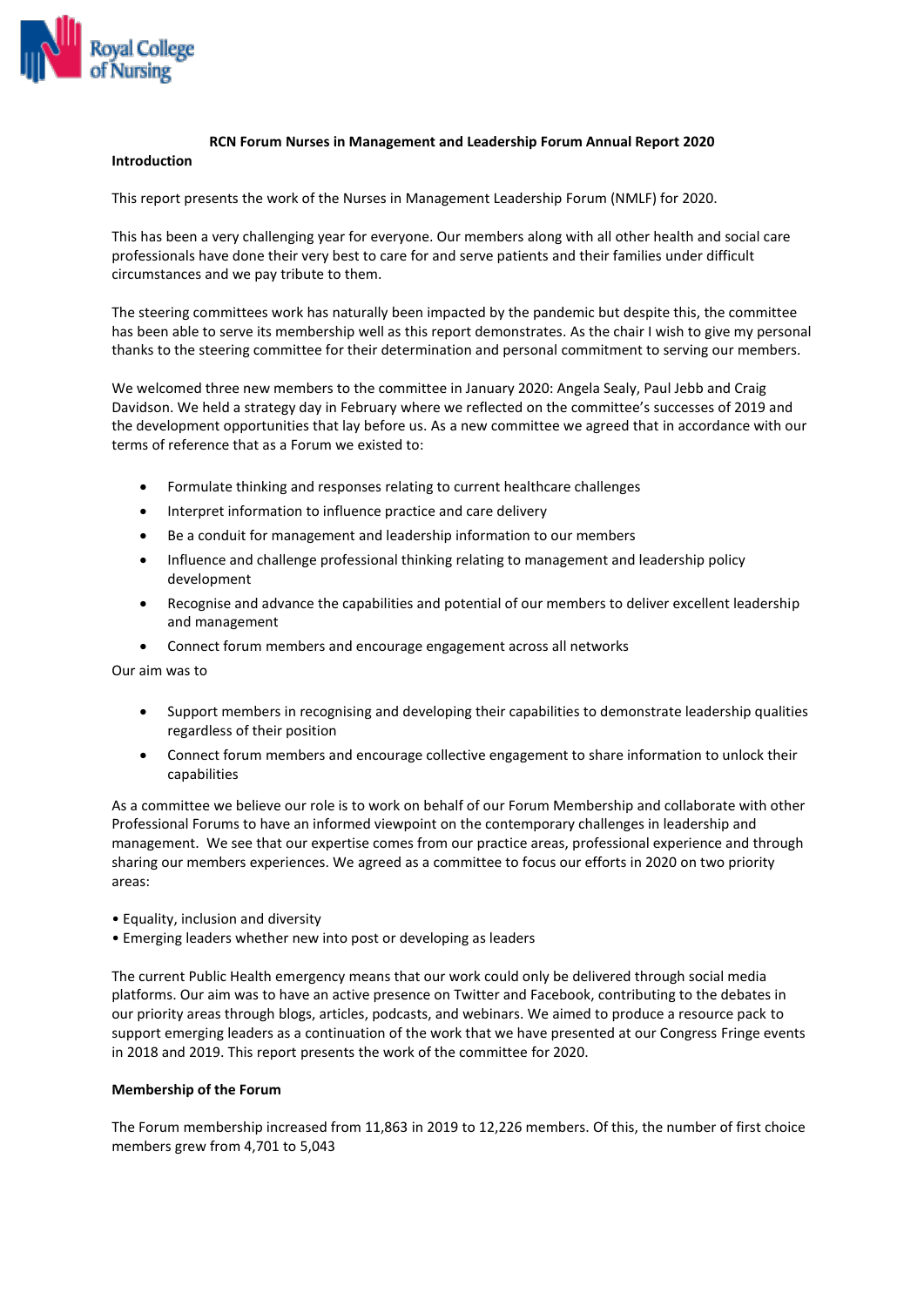# RCN Forum Nurses in Management and Leadership Forum Annual Report 2020

## Introduction

This report presents the work of the Nurses in Management Leadership Forum (NMLF) for 2020.

This has been a very challenging year for everyone. Our members along with all other health and social care professionals have done their very best to care for and serve patients and their families under difficult circumstances and we pay tribute to them.

The steering committees work has naturally been impacted by the pandemic but despite this, the committee has been able to serve its membership well as this report demonstrates. As the chair I wish to give my personal thanks to the steering committee for their determination and personal commitment to serving our members.

We welcomed three new members to the committee in January 2020: Angela Sealy, Paul Jebb and Craig Davidson. We held a strategy day in February where we reflected on the committee's successes of 2019 and the development opportunities that lay before us. As a new committee we agreed that in accordance with our terms of reference that as a Forum we existed to:

- Formulate thinking and responses relating to current healthcare challenges
- Interpret information to influence practice and care delivery
- Be a conduit for management and leadership information to our members
- Influence and challenge professional thinking relating to management and leadership policy development
- Recognise and advance the capabilities and potential of our members to deliver excellent leadership and management
- Connect forum members and encourage engagement across all networks

Our aim was to

- Support members in recognising and developing their capabilities to demonstrate leadership qualities regardless of their position
- Connect forum members and encourage collective engagement to share information to unlock their capabilities

As a committee we believe our role is to work on behalf of our Forum Membership and collaborate with other Professional Forums to have an informed viewpoint on the contemporary challenges in leadership and management. We see that our expertise comes from our practice areas, professional experience and through sharing our members experiences. We agreed as a committee to focus our efforts in 2020 on two priority areas:

- Equality, inclusion and diversity
- Emerging leaders whether new into post or developing as leaders

The current Public Health emergency means that our work could only be delivered through social media platforms. Our aim was to have an active presence on Twitter and Facebook, contributing to the debates in our priority areas through blogs, articles, podcasts, and webinars. We aimed to produce a resource pack to support emerging leaders as a continuation of the work that we have presented at our Congress Fringe events in 2018 and 2019. This report presents the work of the committee for 2020.

## Membership of the Forum

The Forum membership increased from 11,863 in 2019 to 12,226 members. Of this, the number of first choice members grew from 4,701 to 5,043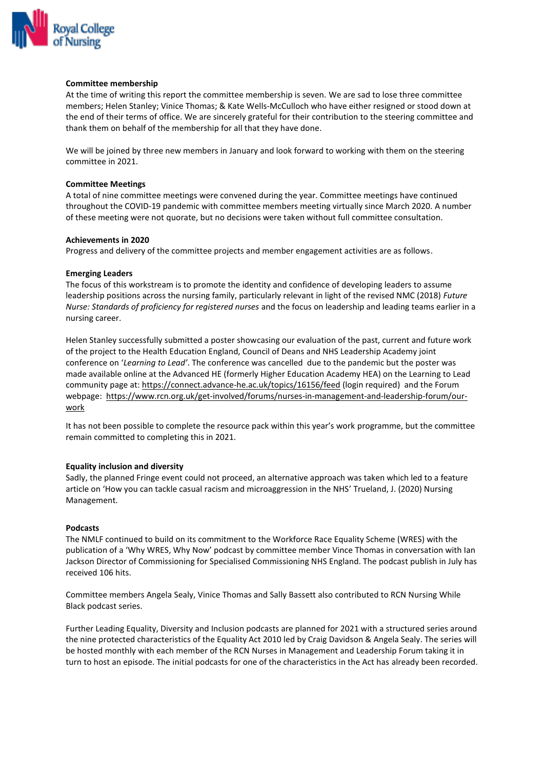**Committee membership**

At the time of writing this report the committee membership is seven. We are sad to lose three committee members; Helen Stanley; Vinice Thomas; & Kate Wells-McCulloch who have either resigned or stood down at the end of their terms of office. We are sincerely grateful for their contribution to the steering committee and thank them on behalf of the membership for all that they have done.

We will be joined by three new members in January and look forward to working with them on the steering committee in 2021.

**Committee Meetings**

A total of nine committee meetings were convened during the year. Committee meetings have continued throughout the COVID-19 pandemic with committee members meeting virtually since March 2020. A number of these meeting were not quorate, but no decisions were taken without full committee consultation.

**Achievements in 2020**

Progress and delivery of the committee projects and member engagement activities are as follows.

**Emerging Leaders**

The focus of this workstream is to promote the identity and confidence of developing leaders to assume leadership positions across the nursing family, particularly relevant in light of the revised NMC (2018) *Future Nurse: Standards of proficiency for registered nurses* and the focus on leadership and leading teams earlier in a nursing career.

Helen Stanley successfully submitted a poster showcasing our evaluation of the past, current and future work of the project to the Health Education England, Council of Deans and NHS Leadership Academy joint conference on '*Learning to Lead'*. The conference was cancelled due to the pandemic but the poster was made available online at the Advanced HE (formerly Higher Education Academy HEA) on the Learning to Lead community page at: https://connect.advance-he.ac.uk/topics/16156/feed (login required) and the Forum webpage: https://www.rcn.org.uk/get-involved/forums/nurses-in-management-and-leadership-forum/our-work

It has not been possible to complete the resource pack within this year's work programme, but the committee remain committed to completing this in 2021.

**Equality inclusion and diversity**

Sadly, the planned Fringe event could not proceed, an alternative approach was taken which led to a feature article on 'How you can tackle casual racism and microaggression in the NHS' Trueland, J. (2020) Nursing Management.

**Podcasts**

The NMLF continued to build on its commitment to the Workforce Race Equality Scheme (WRES) with the publication of a 'Why WRES, Why Now' podcast by committee member Vince Thomas in conversation with Ian Jackson Director of Commissioning for Specialised Commissioning NHS England. The podcast publish in July has received 106 hits.

Committee members Angela Sealy, Vinice Thomas and Sally Bassett also contributed to RCN Nursing While Black podcast series.

Further Leading Equality, Diversity and Inclusion podcasts are planned for 2021 with a structured series around the nine protected characteristics of the Equality Act 2010 led by Craig Davidson & Angela Sealy. The series will be hosted monthly with each member of the RCN Nurses in Management and Leadership Forum taking it in turn to host an episode. The initial podcasts for one of the characteristics in the Act has already been recorded.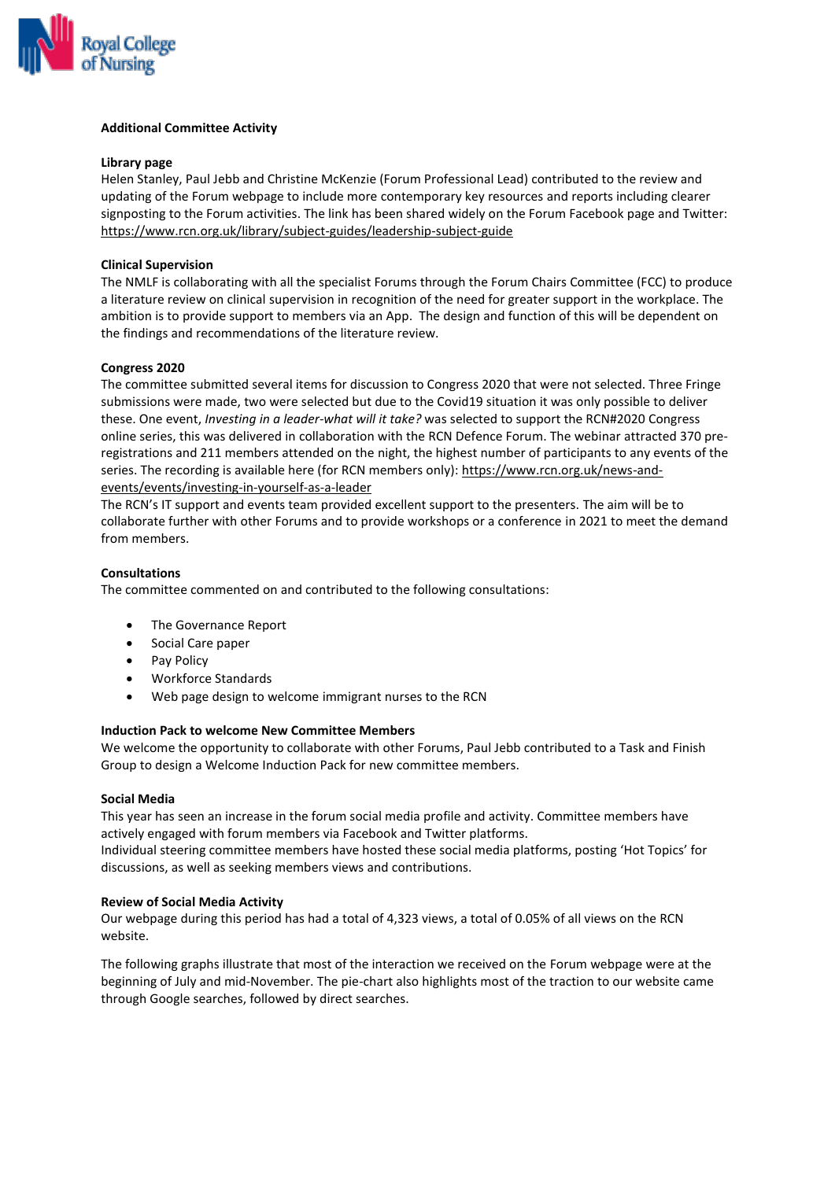## Additional Committee Activity

### Library page

Helen Stanley, Paul Jebb and Christine McKenzie (Forum Professional Lead) contributed to the review and updating of the Forum webpage to include more contemporary key resources and reports including clearer signposting to the Forum activities. The link has been shared widely on the Forum Facebook page and Twitter: https://www.rcn.org.uk/library/subject-guides/leadership-subject-guide

### Clinical Supervision

The NMLF is collaborating with all the specialist Forums through the Forum Chairs Committee (FCC) to produce a literature review on clinical supervision in recognition of the need for greater support in the workplace. The ambition is to provide support to members via an App. The design and function of this will be dependent on the findings and recommendations of the literature review.

### Congress 2020

The committee submitted several items for discussion to Congress 2020 that were not selected. Three Fringe submissions were made, two were selected but due to the Covid19 situation it was only possible to deliver these. One event, *Investing in a leader-what will it take?* was selected to support the RCN#2020 Congress online series, this was delivered in collaboration with the RCN Defence Forum. The webinar attracted 370 pre-registrations and 211 members attended on the night, the highest number of participants to any events of the series. The recording is available here (for RCN members only): https://www.rcn.org.uk/news-and-events/events/investing-in-yourself-as-a-leader

The RCN's IT support and events team provided excellent support to the presenters. The aim will be to collaborate further with other Forums and to provide workshops or a conference in 2021 to meet the demand from members.

### Consultations

The committee commented on and contributed to the following consultations:

- The Governance Report
- Social Care paper
- Pay Policy
- Workforce Standards
- Web page design to welcome immigrant nurses to the RCN

### Induction Pack to welcome New Committee Members

We welcome the opportunity to collaborate with other Forums, Paul Jebb contributed to a Task and Finish Group to design a Welcome Induction Pack for new committee members.

### Social Media

This year has seen an increase in the forum social media profile and activity. Committee members have actively engaged with forum members via Facebook and Twitter platforms.

Individual steering committee members have hosted these social media platforms, posting 'Hot Topics' for discussions, as well as seeking members views and contributions.

### Review of Social Media Activity

Our webpage during this period has had a total of 4,323 views, a total of 0.05% of all views on the RCN website.

The following graphs illustrate that most of the interaction we received on the Forum webpage were at the beginning of July and mid-November. The pie-chart also highlights most of the traction to our website came through Google searches, followed by direct searches.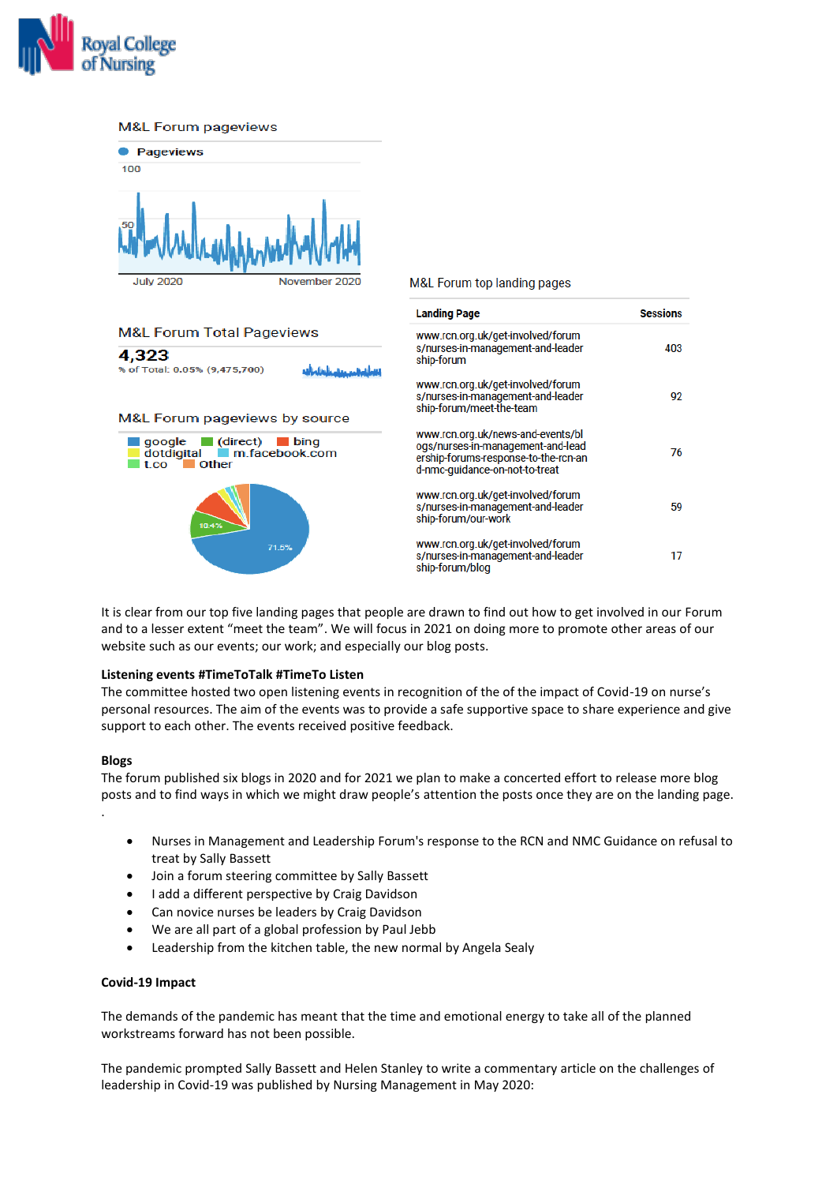### M&L Forum pageviews

Pageviews

100

50

July 2020 November 2020

### M&L Forum Total Pageviews

**4,323**

% of Total: 0.05% (9,475,700)

### M&L Forum pageviews by source

google, (direct), bing, dotdigital, m.facebook.com, t.co, Other

10.4%

71.5%

### M&L Forum top landing pages

| Landing Page | Sessions |
|---|---|
| www.rcn.org.uk/get-involved/forums/nurses-in-management-and-leadership-forum | 403 |
| www.rcn.org.uk/get-involved/forums/nurses-in-management-and-leadership-forum/meet-the-team | 92 |
| www.rcn.org.uk/news-and-events/blogs/nurses-in-management-and-leadership-forums-response-to-the-rcn-and-nmc-guidance-on-not-to-treat | 76 |
| www.rcn.org.uk/get-involved/forums/nurses-in-management-and-leadership-forum/our-work | 59 |
| www.rcn.org.uk/get-involved/forums/nurses-in-management-and-leadership-forum/blog | 17 |

It is clear from our top five landing pages that people are drawn to find out how to get involved in our Forum and to a lesser extent "meet the team". We will focus in 2021 on doing more to promote other areas of our website such as our events; our work; and especially our blog posts.

**Listening events #TimeToTalk #TimeTo Listen**

The committee hosted two open listening events in recognition of the of the impact of Covid-19 on nurse's personal resources. The aim of the events was to provide a safe supportive space to share experience and give support to each other. The events received positive feedback.

**Blogs**

The forum published six blogs in 2020 and for 2021 we plan to make a concerted effort to release more blog posts and to find ways in which we might draw people's attention the posts once they are on the landing page.

.

- Nurses in Management and Leadership Forum's response to the RCN and NMC Guidance on refusal to treat by Sally Bassett
- Join a forum steering committee by Sally Bassett
- I add a different perspective by Craig Davidson
- Can novice nurses be leaders by Craig Davidson
- We are all part of a global profession by Paul Jebb
- Leadership from the kitchen table, the new normal by Angela Sealy

**Covid-19 Impact**

The demands of the pandemic has meant that the time and emotional energy to take all of the planned workstreams forward has not been possible.

The pandemic prompted Sally Bassett and Helen Stanley to write a commentary article on the challenges of leadership in Covid-19 was published by Nursing Management in May 2020: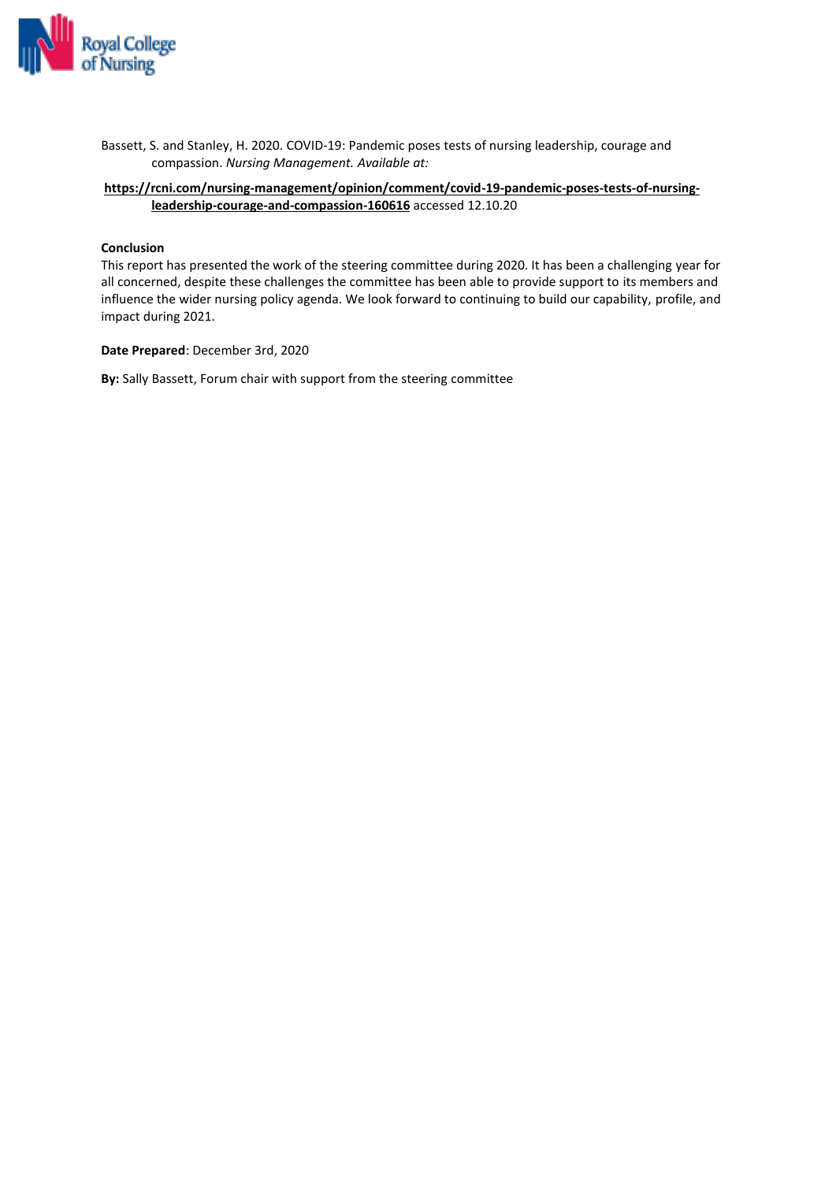Bassett, S. and Stanley, H. 2020. COVID-19: Pandemic poses tests of nursing leadership, courage and compassion. *Nursing Management. Available at:*

**https://rcni.com/nursing-management/opinion/comment/covid-19-pandemic-poses-tests-of-nursing-leadership-courage-and-compassion-160616** accessed 12.10.20

**Conclusion**

This report has presented the work of the steering committee during 2020. It has been a challenging year for all concerned, despite these challenges the committee has been able to provide support to its members and influence the wider nursing policy agenda. We look forward to continuing to build our capability, profile, and impact during 2021.

**Date Prepared**: December 3rd, 2020

**By:** Sally Bassett, Forum chair with support from the steering committee